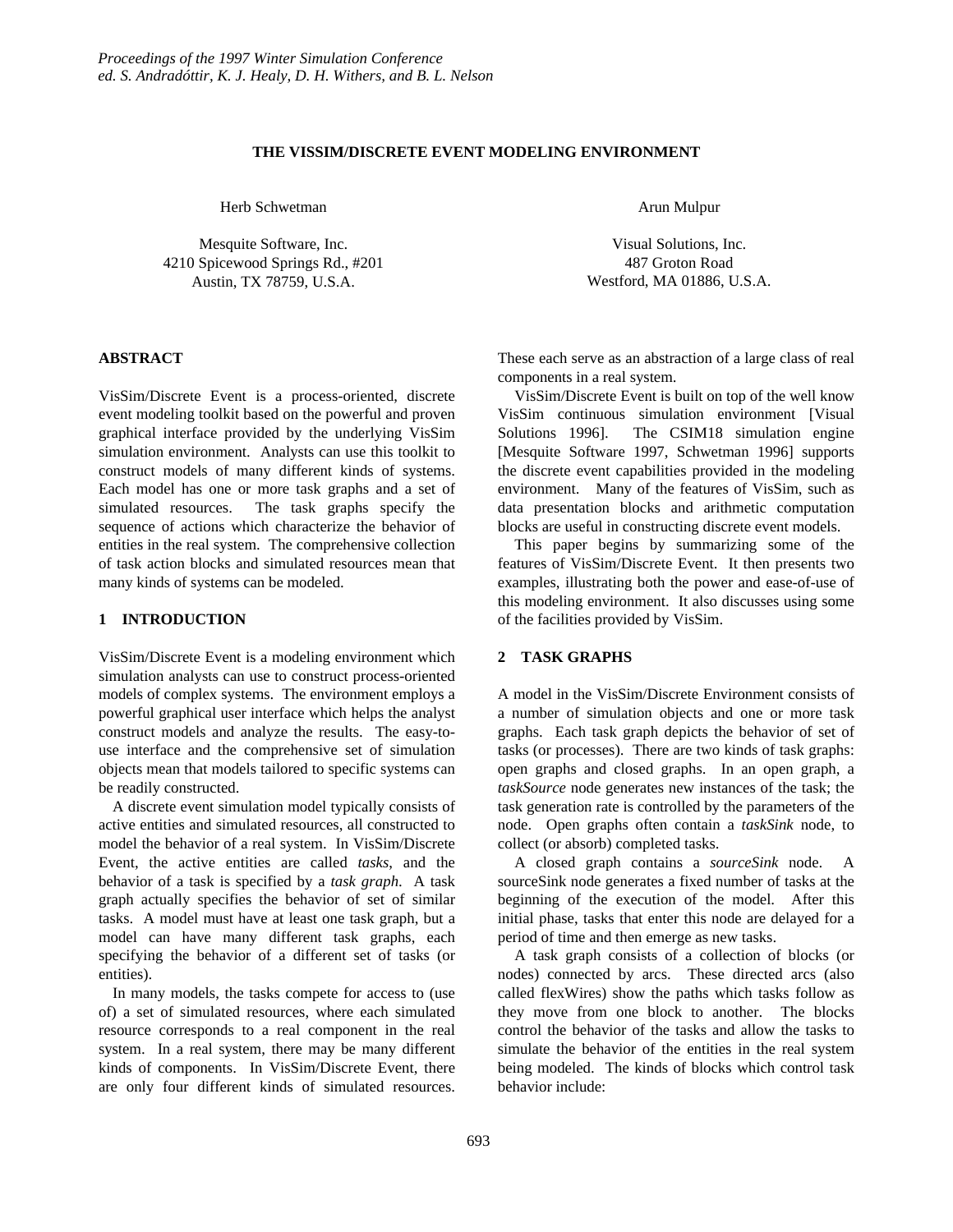# THE VISSIM/DISCRETE EVENT MODELING ENVIRONMENT

Herb Schwetman

Mesquite Software, Inc.
4210 Spicewood Springs Rd., #201
Austin, TX 78759, U.S.A.

Arun Mulpur

Visual Solutions, Inc.
487 Groton Road
Westford, MA 01886, U.S.A.

## ABSTRACT

VisSim/Discrete Event is a process-oriented, discrete event modeling toolkit based on the powerful and proven graphical interface provided by the underlying VisSim simulation environment. Analysts can use this toolkit to construct models of many different kinds of systems. Each model has one or more task graphs and a set of simulated resources. The task graphs specify the sequence of actions which characterize the behavior of entities in the real system. The comprehensive collection of task action blocks and simulated resources mean that many kinds of systems can be modeled.

## 1 INTRODUCTION

VisSim/Discrete Event is a modeling environment which simulation analysts can use to construct process-oriented models of complex systems. The environment employs a powerful graphical user interface which helps the analyst construct models and analyze the results. The easy-to-use interface and the comprehensive set of simulation objects mean that models tailored to specific systems can be readily constructed.

A discrete event simulation model typically consists of active entities and simulated resources, all constructed to model the behavior of a real system. In VisSim/Discrete Event, the active entities are called *tasks*, and the behavior of a task is specified by a *task graph*. A task graph actually specifies the behavior of set of similar tasks. A model must have at least one task graph, but a model can have many different task graphs, each specifying the behavior of a different set of tasks (or entities).

In many models, the tasks compete for access to (use of) a set of simulated resources, where each simulated resource corresponds to a real component in the real system. In a real system, there may be many different kinds of components. In VisSim/Discrete Event, there are only four different kinds of simulated resources. These each serve as an abstraction of a large class of real components in a real system.

VisSim/Discrete Event is built on top of the well know VisSim continuous simulation environment [Visual Solutions 1996]. The CSIM18 simulation engine [Mesquite Software 1997, Schwetman 1996] supports the discrete event capabilities provided in the modeling environment. Many of the features of VisSim, such as data presentation blocks and arithmetic computation blocks are useful in constructing discrete event models.

This paper begins by summarizing some of the features of VisSim/Discrete Event. It then presents two examples, illustrating both the power and ease-of-use of this modeling environment. It also discusses using some of the facilities provided by VisSim.

## 2 TASK GRAPHS

A model in the VisSim/Discrete Environment consists of a number of simulation objects and one or more task graphs. Each task graph depicts the behavior of set of tasks (or processes). There are two kinds of task graphs: open graphs and closed graphs. In an open graph, a *taskSource* node generates new instances of the task; the task generation rate is controlled by the parameters of the node. Open graphs often contain a *taskSink* node, to collect (or absorb) completed tasks.

A closed graph contains a *sourceSink* node. A sourceSink node generates a fixed number of tasks at the beginning of the execution of the model. After this initial phase, tasks that enter this node are delayed for a period of time and then emerge as new tasks.

A task graph consists of a collection of blocks (or nodes) connected by arcs. These directed arcs (also called flexWires) show the paths which tasks follow as they move from one block to another. The blocks control the behavior of the tasks and allow the tasks to simulate the behavior of the entities in the real system being modeled. The kinds of blocks which control task behavior include: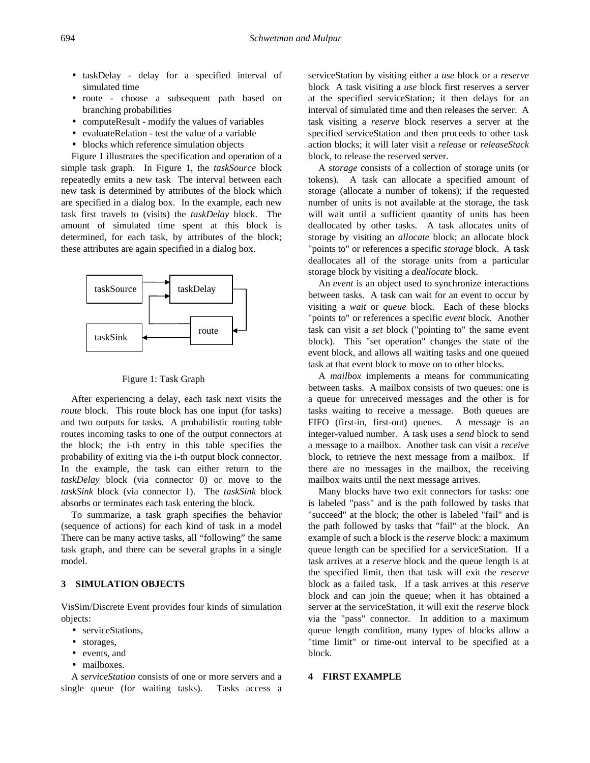- taskDelay - delay for a specified interval of simulated time
- route - choose a subsequent path based on branching probabilities
- computeResult - modify the values of variables
- evaluateRelation - test the value of a variable
- blocks which reference simulation objects

Figure 1 illustrates the specification and operation of a simple task graph. In Figure 1, the *taskSource* block repeatedly emits a new task The interval between each new task is determined by attributes of the block which are specified in a dialog box. In the example, each new task first travels to (visits) the *taskDelay* block. The amount of simulated time spent at this block is determined, for each task, by attributes of the block; these attributes are again specified in a dialog box.

Figure 1: Task Graph

After experiencing a delay, each task next visits the *route* block. This route block has one input (for tasks) and two outputs for tasks. A probabilistic routing table routes incoming tasks to one of the output connectors at the block; the i-th entry in this table specifies the probability of exiting via the i-th output block connector. In the example, the task can either return to the *taskDelay* block (via connector 0) or move to the *taskSink* block (via connector 1). The *taskSink* block absorbs or terminates each task entering the block.

To summarize, a task graph specifies the behavior (sequence of actions) for each kind of task in a model There can be many active tasks, all "following" the same task graph, and there can be several graphs in a single model.

## 3 SIMULATION OBJECTS

VisSim/Discrete Event provides four kinds of simulation objects:

- serviceStations,
- storages,
- events, and
- mailboxes.

A *serviceStation* consists of one or more servers and a single queue (for waiting tasks). Tasks access a serviceStation by visiting either a *use* block or a *reserve* block A task visiting a *use* block first reserves a server at the specified serviceStation; it then delays for an interval of simulated time and then releases the server. A task visiting a *reserve* block reserves a server at the specified serviceStation and then proceeds to other task action blocks; it will later visit a *release* or *releaseStack* block, to release the reserved server.

A *storage* consists of a collection of storage units (or tokens). A task can allocate a specified amount of storage (allocate a number of tokens); if the requested number of units is not available at the storage, the task will wait until a sufficient quantity of units has been deallocated by other tasks. A task allocates units of storage by visiting an *allocate* block; an allocate block "points to" or references a specific *storage* block. A task deallocates all of the storage units from a particular storage block by visiting a *deallocate* block.

An *event* is an object used to synchronize interactions between tasks. A task can wait for an event to occur by visiting a *wait* or *queue* block. Each of these blocks "points to" or references a specific *event* block. Another task can visit a *set* block ("pointing to" the same event block). This "set operation" changes the state of the event block, and allows all waiting tasks and one queued task at that event block to move on to other blocks.

A *mailbox* implements a means for communicating between tasks. A mailbox consists of two queues: one is a queue for unreceived messages and the other is for tasks waiting to receive a message. Both queues are FIFO (first-in, first-out) queues. A message is an integer-valued number. A task uses a *send* block to send a message to a mailbox. Another task can visit a *receive* block, to retrieve the next message from a mailbox. If there are no messages in the mailbox, the receiving mailbox waits until the next message arrives.

Many blocks have two exit connectors for tasks: one is labeled "pass" and is the path followed by tasks that "succeed" at the block; the other is labeled "fail" and is the path followed by tasks that "fail" at the block. An example of such a block is the *reserve* block: a maximum queue length can be specified for a serviceStation. If a task arrives at a *reserve* block and the queue length is at the specified limit, then that task will exit the *reserve* block as a failed task. If a task arrives at this *reserve* block and can join the queue; when it has obtained a server at the serviceStation, it will exit the *reserve* block via the "pass" connector. In addition to a maximum queue length condition, many types of blocks allow a "time limit" or time-out interval to be specified at a block.

## 4 FIRST EXAMPLE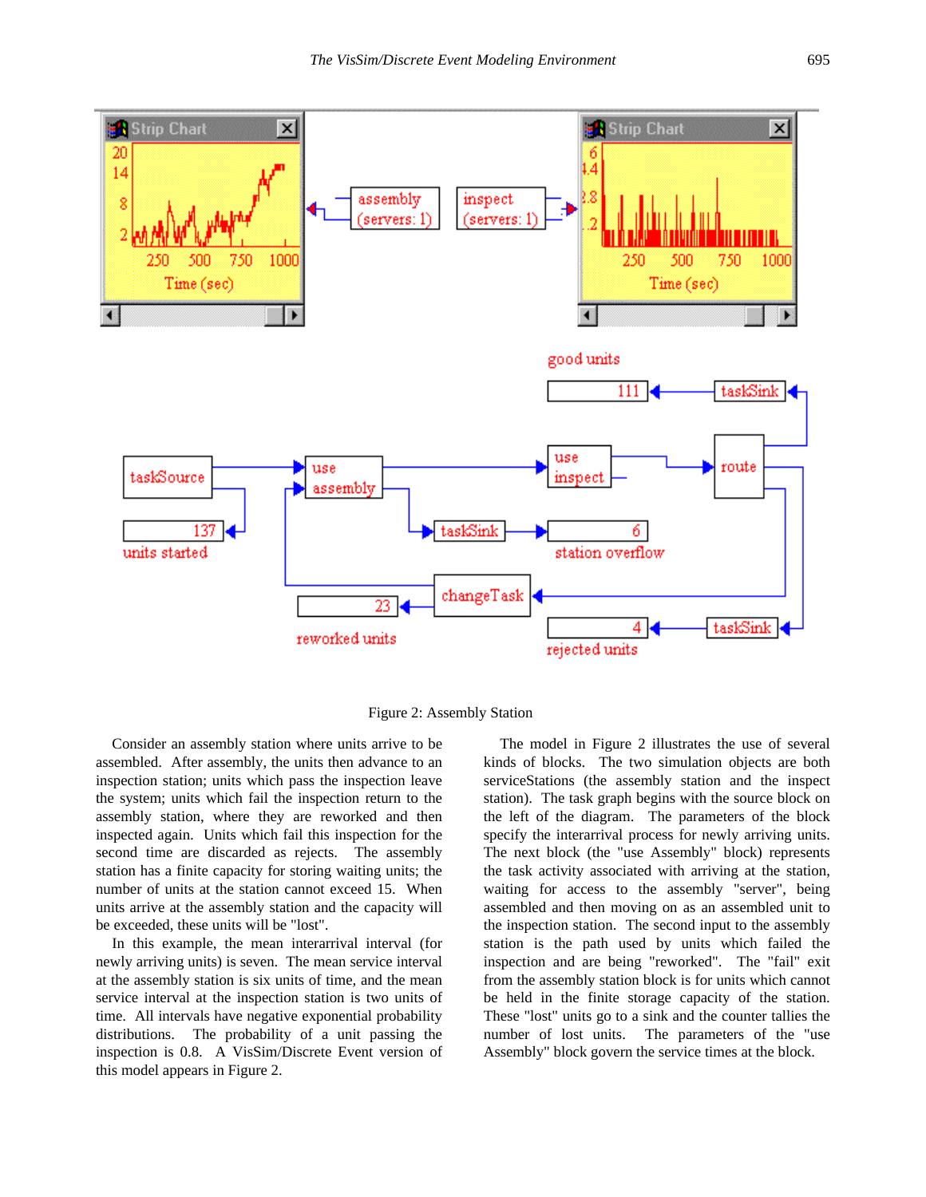Figure 2: Assembly Station

Consider an assembly station where units arrive to be assembled. After assembly, the units then advance to an inspection station; units which pass the inspection leave the system; units which fail the inspection return to the assembly station, where they are reworked and then inspected again. Units which fail this inspection for the second time are discarded as rejects. The assembly station has a finite capacity for storing waiting units; the number of units at the station cannot exceed 15. When units arrive at the assembly station and the capacity will be exceeded, these units will be "lost".

In this example, the mean interarrival interval (for newly arriving units) is seven. The mean service interval at the assembly station is six units of time, and the mean service interval at the inspection station is two units of time. All intervals have negative exponential probability distributions. The probability of a unit passing the inspection is 0.8. A VisSim/Discrete Event version of this model appears in Figure 2.

The model in Figure 2 illustrates the use of several kinds of blocks. The two simulation objects are both serviceStations (the assembly station and the inspect station). The task graph begins with the source block on the left of the diagram. The parameters of the block specify the interarrival process for newly arriving units. The next block (the "use Assembly" block) represents the task activity associated with arriving at the station, waiting for access to the assembly "server", being assembled and then moving on as an assembled unit to the inspection station. The second input to the assembly station is the path used by units which failed the inspection and are being "reworked". The "fail" exit from the assembly station block is for units which cannot be held in the finite storage capacity of the station. These "lost" units go to a sink and the counter tallies the number of lost units. The parameters of the "use Assembly" block govern the service times at the block.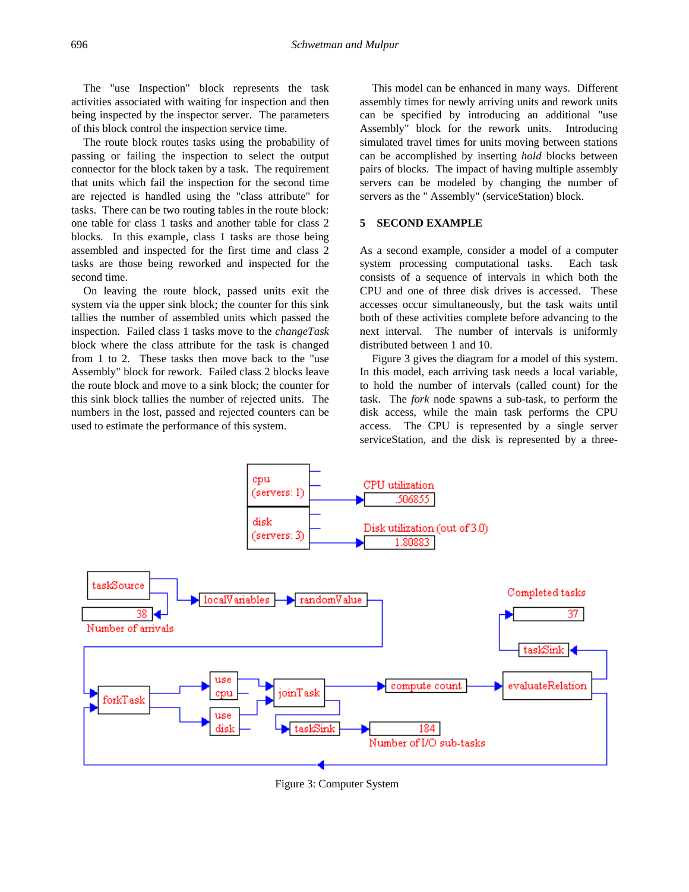The "use Inspection" block represents the task activities associated with waiting for inspection and then being inspected by the inspector server. The parameters of this block control the inspection service time.

The route block routes tasks using the probability of passing or failing the inspection to select the output connector for the block taken by a task. The requirement that units which fail the inspection for the second time are rejected is handled using the "class attribute" for tasks. There can be two routing tables in the route block: one table for class 1 tasks and another table for class 2 blocks. In this example, class 1 tasks are those being assembled and inspected for the first time and class 2 tasks are those being reworked and inspected for the second time.

On leaving the route block, passed units exit the system via the upper sink block; the counter for this sink tallies the number of assembled units which passed the inspection. Failed class 1 tasks move to the *changeTask* block where the class attribute for the task is changed from 1 to 2. These tasks then move back to the "use Assembly" block for rework. Failed class 2 blocks leave the route block and move to a sink block; the counter for this sink block tallies the number of rejected units. The numbers in the lost, passed and rejected counters can be used to estimate the performance of this system.

This model can be enhanced in many ways. Different assembly times for newly arriving units and rework units can be specified by introducing an additional "use Assembly" block for the rework units. Introducing simulated travel times for units moving between stations can be accomplished by inserting *hold* blocks between pairs of blocks. The impact of having multiple assembly servers can be modeled by changing the number of servers as the " Assembly" (serviceStation) block.

## 5 SECOND EXAMPLE

As a second example, consider a model of a computer system processing computational tasks. Each task consists of a sequence of intervals in which both the CPU and one of three disk drives is accessed. These accesses occur simultaneously, but the task waits until both of these activities complete before advancing to the next interval. The number of intervals is uniformly distributed between 1 and 10.

Figure 3 gives the diagram for a model of this system. In this model, each arriving task needs a local variable, to hold the number of intervals (called count) for the task. The *fork* node spawns a sub-task, to perform the disk access, while the main task performs the CPU access. The CPU is represented by a single server serviceStation, and the disk is represented by a three-

Figure 3: Computer System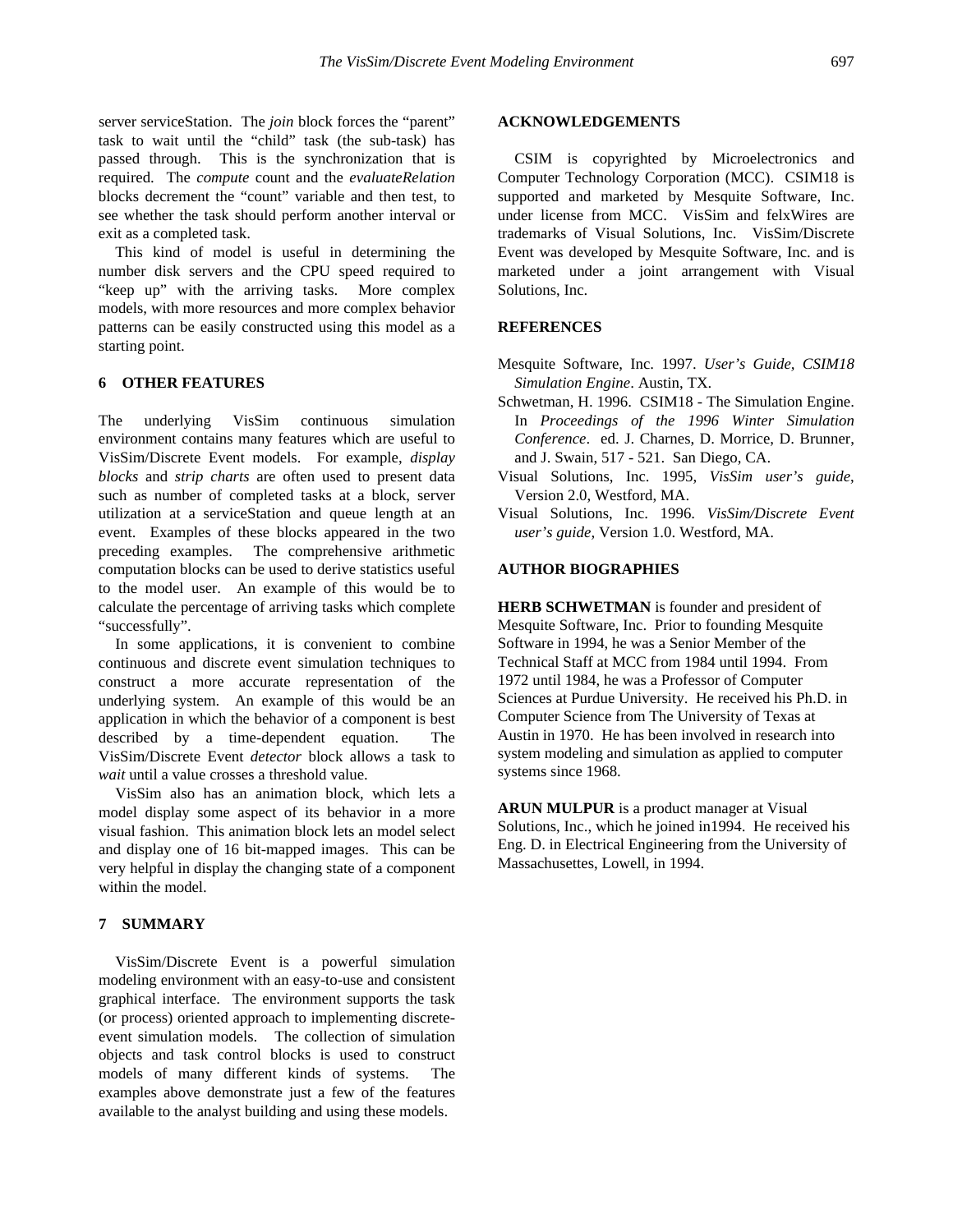server serviceStation. The *join* block forces the "parent" task to wait until the "child" task (the sub-task) has passed through. This is the synchronization that is required. The *compute* count and the *evaluateRelation* blocks decrement the "count" variable and then test, to see whether the task should perform another interval or exit as a completed task.

This kind of model is useful in determining the number disk servers and the CPU speed required to "keep up" with the arriving tasks. More complex models, with more resources and more complex behavior patterns can be easily constructed using this model as a starting point.

## 6 OTHER FEATURES

The underlying VisSim continuous simulation environment contains many features which are useful to VisSim/Discrete Event models. For example, *display blocks* and *strip charts* are often used to present data such as number of completed tasks at a block, server utilization at a serviceStation and queue length at an event. Examples of these blocks appeared in the two preceding examples. The comprehensive arithmetic computation blocks can be used to derive statistics useful to the model user. An example of this would be to calculate the percentage of arriving tasks which complete "successfully".

In some applications, it is convenient to combine continuous and discrete event simulation techniques to construct a more accurate representation of the underlying system. An example of this would be an application in which the behavior of a component is best described by a time-dependent equation. The VisSim/Discrete Event *detector* block allows a task to *wait* until a value crosses a threshold value.

VisSim also has an animation block, which lets a model display some aspect of its behavior in a more visual fashion. This animation block lets an model select and display one of 16 bit-mapped images. This can be very helpful in display the changing state of a component within the model.

## 7 SUMMARY

VisSim/Discrete Event is a powerful simulation modeling environment with an easy-to-use and consistent graphical interface. The environment supports the task (or process) oriented approach to implementing discrete-event simulation models. The collection of simulation objects and task control blocks is used to construct models of many different kinds of systems. The examples above demonstrate just a few of the features available to the analyst building and using these models.

## ACKNOWLEDGEMENTS

CSIM is copyrighted by Microelectronics and Computer Technology Corporation (MCC). CSIM18 is supported and marketed by Mesquite Software, Inc. under license from MCC. VisSim and felxWires are trademarks of Visual Solutions, Inc. VisSim/Discrete Event was developed by Mesquite Software, Inc. and is marketed under a joint arrangement with Visual Solutions, Inc.

## REFERENCES

Mesquite Software, Inc. 1997. *User's Guide, CSIM18 Simulation Engine*. Austin, TX.

Schwetman, H. 1996. CSIM18 - The Simulation Engine. In *Proceedings of the 1996 Winter Simulation Conference*. ed. J. Charnes, D. Morrice, D. Brunner, and J. Swain, 517 - 521. San Diego, CA.

Visual Solutions, Inc. 1995, *VisSim user's guide*, Version 2.0, Westford, MA.

Visual Solutions, Inc. 1996. *VisSim/Discrete Event user's guide*, Version 1.0. Westford, MA.

## AUTHOR BIOGRAPHIES

**HERB SCHWETMAN** is founder and president of Mesquite Software, Inc. Prior to founding Mesquite Software in 1994, he was a Senior Member of the Technical Staff at MCC from 1984 until 1994. From 1972 until 1984, he was a Professor of Computer Sciences at Purdue University. He received his Ph.D. in Computer Science from The University of Texas at Austin in 1970. He has been involved in research into system modeling and simulation as applied to computer systems since 1968.

**ARUN MULPUR** is a product manager at Visual Solutions, Inc., which he joined in1994. He received his Eng. D. in Electrical Engineering from the University of Massachusettes, Lowell, in 1994.